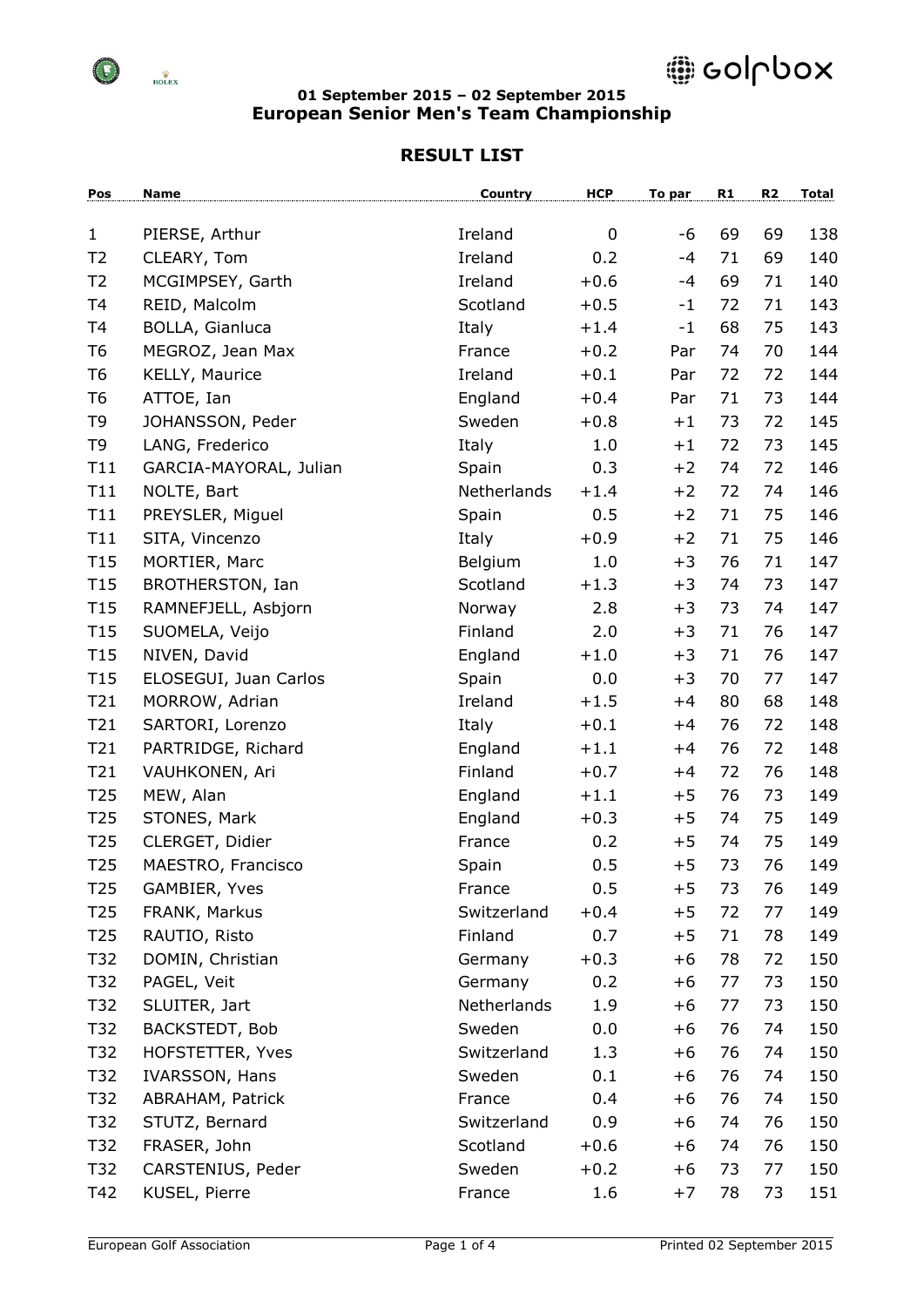01 September 2015 – 02 September 2015

**European Senior Men's Team Championship**

## RESULT LIST

| Pos | Name | Country | HCP | To par | R1 | R2 | Total |
|---|---|---|---|---|---|---|---|
| 1 | PIERSE, Arthur | Ireland | 0 | -6 | 69 | 69 | 138 |
| T2 | CLEARY, Tom | Ireland | 0.2 | -4 | 71 | 69 | 140 |
| T2 | MCGIMPSEY, Garth | Ireland | +0.6 | -4 | 69 | 71 | 140 |
| T4 | REID, Malcolm | Scotland | +0.5 | -1 | 72 | 71 | 143 |
| T4 | BOLLA, Gianluca | Italy | +1.4 | -1 | 68 | 75 | 143 |
| T6 | MEGROZ, Jean Max | France | +0.2 | Par | 74 | 70 | 144 |
| T6 | KELLY, Maurice | Ireland | +0.1 | Par | 72 | 72 | 144 |
| T6 | ATTOE, Ian | England | +0.4 | Par | 71 | 73 | 144 |
| T9 | JOHANSSON, Peder | Sweden | +0.8 | +1 | 73 | 72 | 145 |
| T9 | LANG, Frederico | Italy | 1.0 | +1 | 72 | 73 | 145 |
| T11 | GARCIA-MAYORAL, Julian | Spain | 0.3 | +2 | 74 | 72 | 146 |
| T11 | NOLTE, Bart | Netherlands | +1.4 | +2 | 72 | 74 | 146 |
| T11 | PREYSLER, Miguel | Spain | 0.5 | +2 | 71 | 75 | 146 |
| T11 | SITA, Vincenzo | Italy | +0.9 | +2 | 71 | 75 | 146 |
| T15 | MORTIER, Marc | Belgium | 1.0 | +3 | 76 | 71 | 147 |
| T15 | BROTHERSTON, Ian | Scotland | +1.3 | +3 | 74 | 73 | 147 |
| T15 | RAMNEFJELL, Asbjorn | Norway | 2.8 | +3 | 73 | 74 | 147 |
| T15 | SUOMELA, Veijo | Finland | 2.0 | +3 | 71 | 76 | 147 |
| T15 | NIVEN, David | England | +1.0 | +3 | 71 | 76 | 147 |
| T15 | ELOSEGUI, Juan Carlos | Spain | 0.0 | +3 | 70 | 77 | 147 |
| T21 | MORROW, Adrian | Ireland | +1.5 | +4 | 80 | 68 | 148 |
| T21 | SARTORI, Lorenzo | Italy | +0.1 | +4 | 76 | 72 | 148 |
| T21 | PARTRIDGE, Richard | England | +1.1 | +4 | 76 | 72 | 148 |
| T21 | VAUHKONEN, Ari | Finland | +0.7 | +4 | 72 | 76 | 148 |
| T25 | MEW, Alan | England | +1.1 | +5 | 76 | 73 | 149 |
| T25 | STONES, Mark | England | +0.3 | +5 | 74 | 75 | 149 |
| T25 | CLERGET, Didier | France | 0.2 | +5 | 74 | 75 | 149 |
| T25 | MAESTRO, Francisco | Spain | 0.5 | +5 | 73 | 76 | 149 |
| T25 | GAMBIER, Yves | France | 0.5 | +5 | 73 | 76 | 149 |
| T25 | FRANK, Markus | Switzerland | +0.4 | +5 | 72 | 77 | 149 |
| T25 | RAUTIO, Risto | Finland | 0.7 | +5 | 71 | 78 | 149 |
| T32 | DOMIN, Christian | Germany | +0.3 | +6 | 78 | 72 | 150 |
| T32 | PAGEL, Veit | Germany | 0.2 | +6 | 77 | 73 | 150 |
| T32 | SLUITER, Jart | Netherlands | 1.9 | +6 | 77 | 73 | 150 |
| T32 | BACKSTEDT, Bob | Sweden | 0.0 | +6 | 76 | 74 | 150 |
| T32 | HOFSTETTER, Yves | Switzerland | 1.3 | +6 | 76 | 74 | 150 |
| T32 | IVARSSON, Hans | Sweden | 0.1 | +6 | 76 | 74 | 150 |
| T32 | ABRAHAM, Patrick | France | 0.4 | +6 | 76 | 74 | 150 |
| T32 | STUTZ, Bernard | Switzerland | 0.9 | +6 | 74 | 76 | 150 |
| T32 | FRASER, John | Scotland | +0.6 | +6 | 74 | 76 | 150 |
| T32 | CARSTENIUS, Peder | Sweden | +0.2 | +6 | 73 | 77 | 150 |
| T42 | KUSEL, Pierre | France | 1.6 | +7 | 78 | 73 | 151 |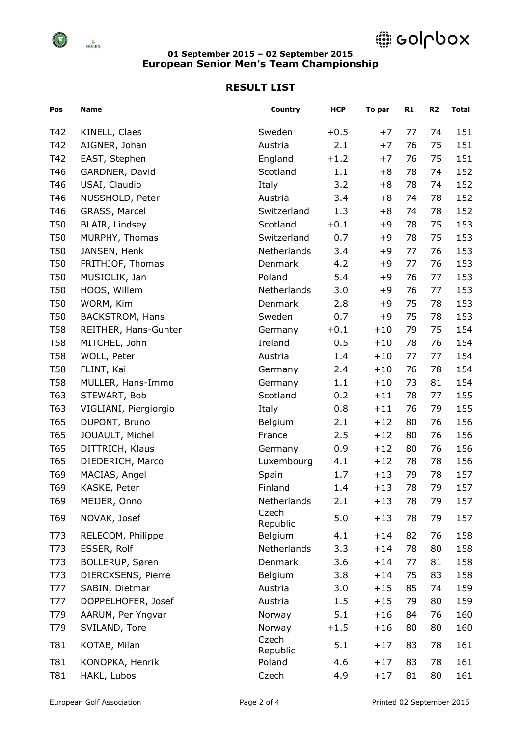**01 September 2015 – 02 September 2015**
**European Senior Men's Team Championship**

## RESULT LIST

| Pos | Name | Country | HCP | To par | R1 | R2 | Total |
|---|---|---|---|---|---|---|---|
| T42 | KINELL, Claes | Sweden | +0.5 | +7 | 77 | 74 | 151 |
| T42 | AIGNER, Johan | Austria | 2.1 | +7 | 76 | 75 | 151 |
| T42 | EAST, Stephen | England | +1.2 | +7 | 76 | 75 | 151 |
| T46 | GARDNER, David | Scotland | 1.1 | +8 | 78 | 74 | 152 |
| T46 | USAI, Claudio | Italy | 3.2 | +8 | 78 | 74 | 152 |
| T46 | NUSSHOLD, Peter | Austria | 3.4 | +8 | 74 | 78 | 152 |
| T46 | GRASS, Marcel | Switzerland | 1.3 | +8 | 74 | 78 | 152 |
| T50 | BLAIR, Lindsey | Scotland | +0.1 | +9 | 78 | 75 | 153 |
| T50 | MURPHY, Thomas | Switzerland | 0.7 | +9 | 78 | 75 | 153 |
| T50 | JANSEN, Henk | Netherlands | 3.4 | +9 | 77 | 76 | 153 |
| T50 | FRITHJOF, Thomas | Denmark | 4.2 | +9 | 77 | 76 | 153 |
| T50 | MUSIOLIK, Jan | Poland | 5.4 | +9 | 76 | 77 | 153 |
| T50 | HOOS, Willem | Netherlands | 3.0 | +9 | 76 | 77 | 153 |
| T50 | WORM, Kim | Denmark | 2.8 | +9 | 75 | 78 | 153 |
| T50 | BACKSTROM, Hans | Sweden | 0.7 | +9 | 75 | 78 | 153 |
| T58 | REITHER, Hans-Gunter | Germany | +0.1 | +10 | 79 | 75 | 154 |
| T58 | MITCHEL, John | Ireland | 0.5 | +10 | 78 | 76 | 154 |
| T58 | WOLL, Peter | Austria | 1.4 | +10 | 77 | 77 | 154 |
| T58 | FLINT, Kai | Germany | 2.4 | +10 | 76 | 78 | 154 |
| T58 | MULLER, Hans-Immo | Germany | 1.1 | +10 | 73 | 81 | 154 |
| T63 | STEWART, Bob | Scotland | 0.2 | +11 | 78 | 77 | 155 |
| T63 | VIGLIANI, Piergiorgio | Italy | 0.8 | +11 | 76 | 79 | 155 |
| T65 | DUPONT, Bruno | Belgium | 2.1 | +12 | 80 | 76 | 156 |
| T65 | JOUAULT, Michel | France | 2.5 | +12 | 80 | 76 | 156 |
| T65 | DITTRICH, Klaus | Germany | 0.9 | +12 | 80 | 76 | 156 |
| T65 | DIEDERICH, Marco | Luxembourg | 4.1 | +12 | 78 | 78 | 156 |
| T69 | MACIAS, Angel | Spain | 1.7 | +13 | 79 | 78 | 157 |
| T69 | KASKE, Peter | Finland | 1.4 | +13 | 78 | 79 | 157 |
| T69 | MEIJER, Onno | Netherlands | 2.1 | +13 | 78 | 79 | 157 |
| T69 | NOVAK, Josef | Czech Republic | 5.0 | +13 | 78 | 79 | 157 |
| T73 | RELECOM, Philippe | Belgium | 4.1 | +14 | 82 | 76 | 158 |
| T73 | ESSER, Rolf | Netherlands | 3.3 | +14 | 78 | 80 | 158 |
| T73 | BOLLERUP, Søren | Denmark | 3.6 | +14 | 77 | 81 | 158 |
| T73 | DIERCXSENS, Pierre | Belgium | 3.8 | +14 | 75 | 83 | 158 |
| T77 | SABIN, Dietmar | Austria | 3.0 | +15 | 85 | 74 | 159 |
| T77 | DOPPELHOFER, Josef | Austria | 1.5 | +15 | 79 | 80 | 159 |
| T79 | AARUM, Per Yngvar | Norway | 5.1 | +16 | 84 | 76 | 160 |
| T79 | SVILAND, Tore | Norway | +1.5 | +16 | 80 | 80 | 160 |
| T81 | KOTAB, Milan | Czech Republic | 5.1 | +17 | 83 | 78 | 161 |
| T81 | KONOPKA, Henrik | Poland | 4.6 | +17 | 83 | 78 | 161 |
| T81 | HAKL, Lubos | Czech | 4.9 | +17 | 81 | 80 | 161 |

European Golf Association | Printed 02 September 2015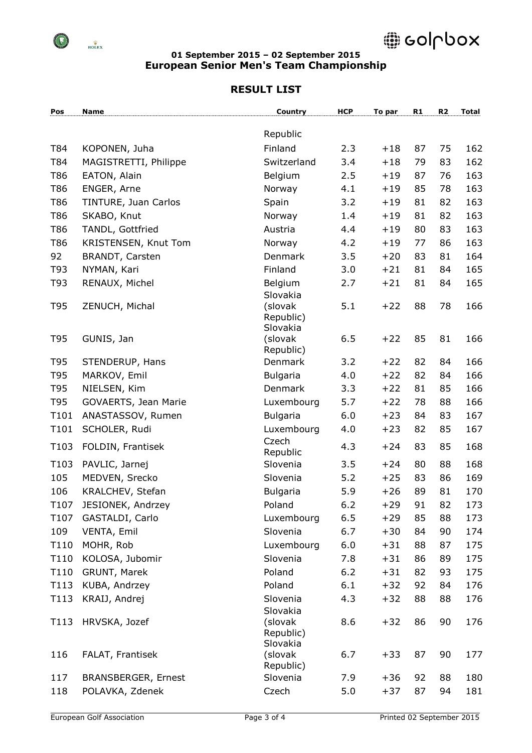**01 September 2015 – 02 September 2015**
**European Senior Men's Team Championship**

## RESULT LIST

| Pos | Name | Country | HCP | To par | R1 | R2 | Total |
|---|---|---|---|---|---|---|---|
| | | Republic | | | | | |
| T84 | KOPONEN, Juha | Finland | 2.3 | +18 | 87 | 75 | 162 |
| T84 | MAGISTRETTI, Philippe | Switzerland | 3.4 | +18 | 79 | 83 | 162 |
| T86 | EATON, Alain | Belgium | 2.5 | +19 | 87 | 76 | 163 |
| T86 | ENGER, Arne | Norway | 4.1 | +19 | 85 | 78 | 163 |
| T86 | TINTURE, Juan Carlos | Spain | 3.2 | +19 | 81 | 82 | 163 |
| T86 | SKABO, Knut | Norway | 1.4 | +19 | 81 | 82 | 163 |
| T86 | TANDL, Gottfried | Austria | 4.4 | +19 | 80 | 83 | 163 |
| T86 | KRISTENSEN, Knut Tom | Norway | 4.2 | +19 | 77 | 86 | 163 |
| 92 | BRANDT, Carsten | Denmark | 3.5 | +20 | 83 | 81 | 164 |
| T93 | NYMAN, Kari | Finland | 3.0 | +21 | 81 | 84 | 165 |
| T93 | RENAUX, Michel | Belgium | 2.7 | +21 | 81 | 84 | 165 |
| T95 | ZENUCH, Michal | Slovakia (slovak Republic) | 5.1 | +22 | 88 | 78 | 166 |
| T95 | GUNIS, Jan | Slovakia (slovak Republic) | 6.5 | +22 | 85 | 81 | 166 |
| T95 | STENDERUP, Hans | Denmark | 3.2 | +22 | 82 | 84 | 166 |
| T95 | MARKOV, Emil | Bulgaria | 4.0 | +22 | 82 | 84 | 166 |
| T95 | NIELSEN, Kim | Denmark | 3.3 | +22 | 81 | 85 | 166 |
| T95 | GOVAERTS, Jean Marie | Luxembourg | 5.7 | +22 | 78 | 88 | 166 |
| T101 | ANASTASSOV, Rumen | Bulgaria | 6.0 | +23 | 84 | 83 | 167 |
| T101 | SCHOLER, Rudi | Luxembourg | 4.0 | +23 | 82 | 85 | 167 |
| T103 | FOLDIN, Frantisek | Czech Republic | 4.3 | +24 | 83 | 85 | 168 |
| T103 | PAVLIC, Jarnej | Slovenia | 3.5 | +24 | 80 | 88 | 168 |
| 105 | MEDVEN, Srecko | Slovenia | 5.2 | +25 | 83 | 86 | 169 |
| 106 | KRALCHEV, Stefan | Bulgaria | 5.9 | +26 | 89 | 81 | 170 |
| T107 | JESIONEK, Andrzey | Poland | 6.2 | +29 | 91 | 82 | 173 |
| T107 | GASTALDI, Carlo | Luxembourg | 6.5 | +29 | 85 | 88 | 173 |
| 109 | VENTA, Emil | Slovenia | 6.7 | +30 | 84 | 90 | 174 |
| T110 | MOHR, Rob | Luxembourg | 6.0 | +31 | 88 | 87 | 175 |
| T110 | KOLOSA, Jubomir | Slovenia | 7.8 | +31 | 86 | 89 | 175 |
| T110 | GRUNT, Marek | Poland | 6.2 | +31 | 82 | 93 | 175 |
| T113 | KUBA, Andrzey | Poland | 6.1 | +32 | 92 | 84 | 176 |
| T113 | KRAIJ, Andrej | Slovenia | 4.3 | +32 | 88 | 88 | 176 |
| T113 | HRVSKA, Jozef | Slovakia (slovak Republic) | 8.6 | +32 | 86 | 90 | 176 |
| 116 | FALAT, Frantisek | Slovakia (slovak Republic) | 6.7 | +33 | 87 | 90 | 177 |
| 117 | BRANSBERGER, Ernest | Slovenia | 7.9 | +36 | 92 | 88 | 180 |
| 118 | POLAVKA, Zdenek | Czech | 5.0 | +37 | 87 | 94 | 181 |

European Golf Association — Printed 02 September 2015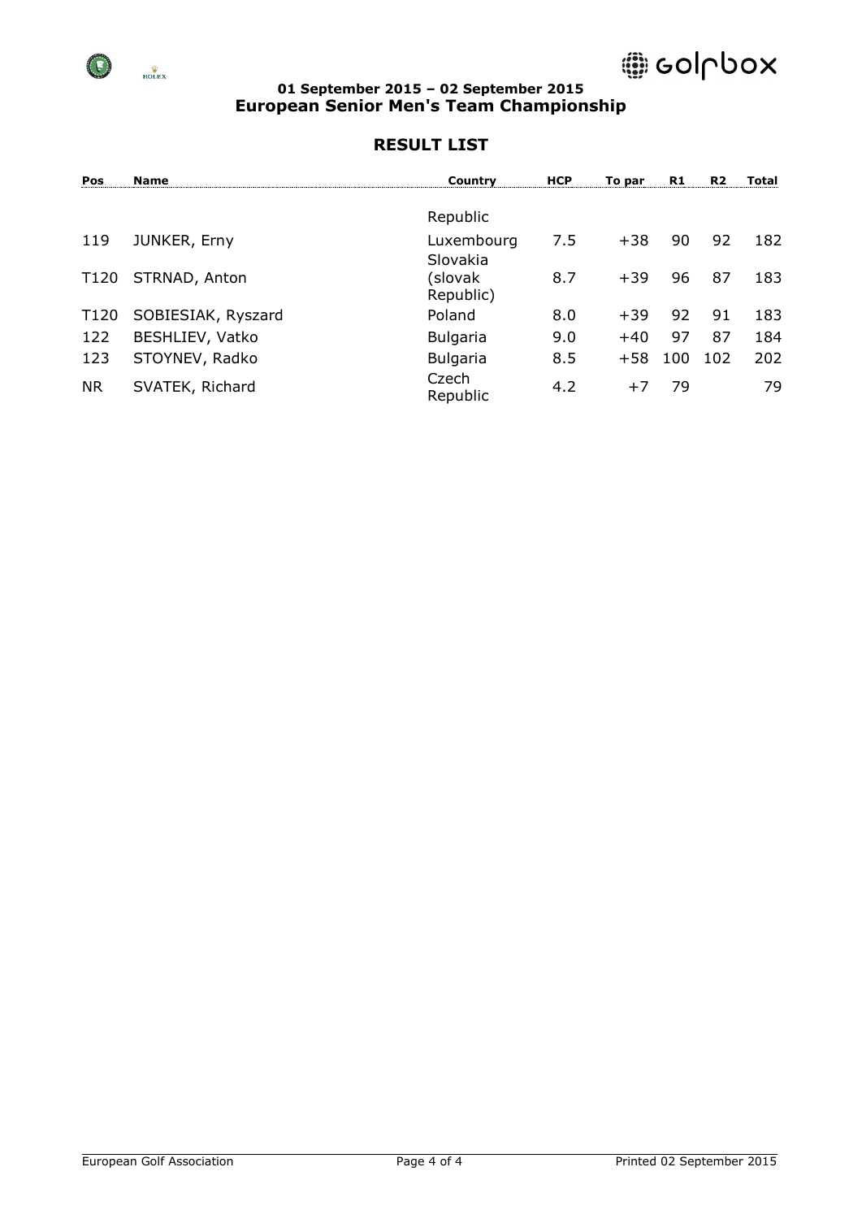01 September 2015 – 02 September 2015
**European Senior Men's Team Championship**

## RESULT LIST

| Pos | Name | Country | HCP | To par | R1 | R2 | Total |
|---|---|---|---|---|---|---|---|
| | | Republic | | | | | |
| 119 | JUNKER, Erny | Luxembourg | 7.5 | +38 | 90 | 92 | 182 |
| T120 | STRNAD, Anton | Slovakia (slovak Republic) | 8.7 | +39 | 96 | 87 | 183 |
| T120 | SOBIESIAK, Ryszard | Poland | 8.0 | +39 | 92 | 91 | 183 |
| 122 | BESHLIEV, Vatko | Bulgaria | 9.0 | +40 | 97 | 87 | 184 |
| 123 | STOYNEV, Radko | Bulgaria | 8.5 | +58 | 100 | 102 | 202 |
| NR | SVATEK, Richard | Czech Republic | 4.2 | +7 | 79 | | 79 |

European Golf Association

Printed 02 September 2015